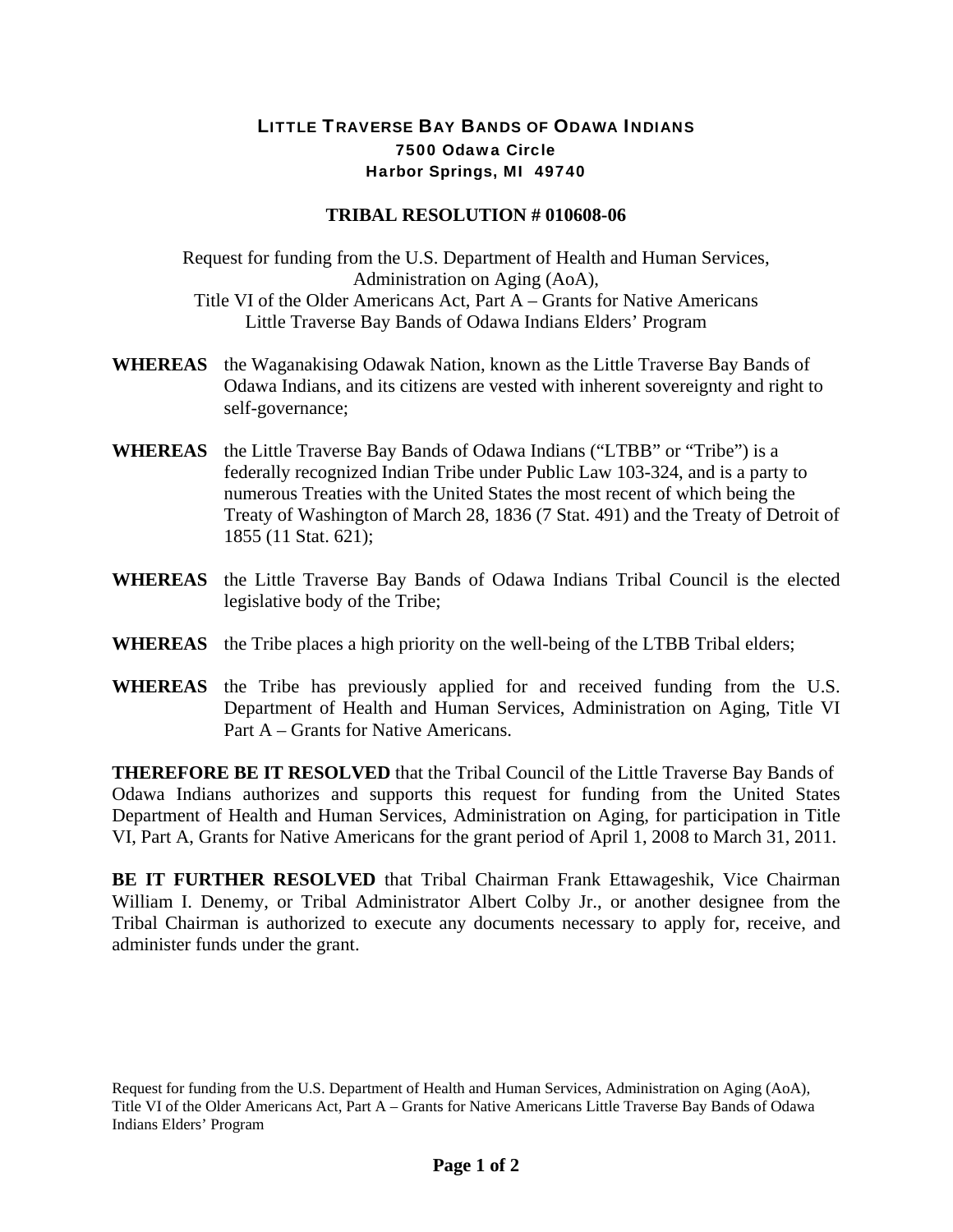# LITTLE TRAVERSE BAY BANDS OF ODAWA INDIANS

**7500 Odawa Circle**
**Harbor Springs, MI 49740**

## TRIBAL RESOLUTION # 010608-06

Request for funding from the U.S. Department of Health and Human Services, Administration on Aging (AoA), Title VI of the Older Americans Act, Part A – Grants for Native Americans Little Traverse Bay Bands of Odawa Indians Elders' Program

**WHEREAS** the Waganakising Odawak Nation, known as the Little Traverse Bay Bands of Odawa Indians, and its citizens are vested with inherent sovereignty and right to self-governance;

**WHEREAS** the Little Traverse Bay Bands of Odawa Indians ("LTBB" or "Tribe") is a federally recognized Indian Tribe under Public Law 103-324, and is a party to numerous Treaties with the United States the most recent of which being the Treaty of Washington of March 28, 1836 (7 Stat. 491) and the Treaty of Detroit of 1855 (11 Stat. 621);

**WHEREAS** the Little Traverse Bay Bands of Odawa Indians Tribal Council is the elected legislative body of the Tribe;

**WHEREAS** the Tribe places a high priority on the well-being of the LTBB Tribal elders;

**WHEREAS** the Tribe has previously applied for and received funding from the U.S. Department of Health and Human Services, Administration on Aging, Title VI Part A – Grants for Native Americans.

**THEREFORE BE IT RESOLVED** that the Tribal Council of the Little Traverse Bay Bands of Odawa Indians authorizes and supports this request for funding from the United States Department of Health and Human Services, Administration on Aging, for participation in Title VI, Part A, Grants for Native Americans for the grant period of April 1, 2008 to March 31, 2011.

**BE IT FURTHER RESOLVED** that Tribal Chairman Frank Ettawageshik, Vice Chairman William I. Denemy, or Tribal Administrator Albert Colby Jr., or another designee from the Tribal Chairman is authorized to execute any documents necessary to apply for, receive, and administer funds under the grant.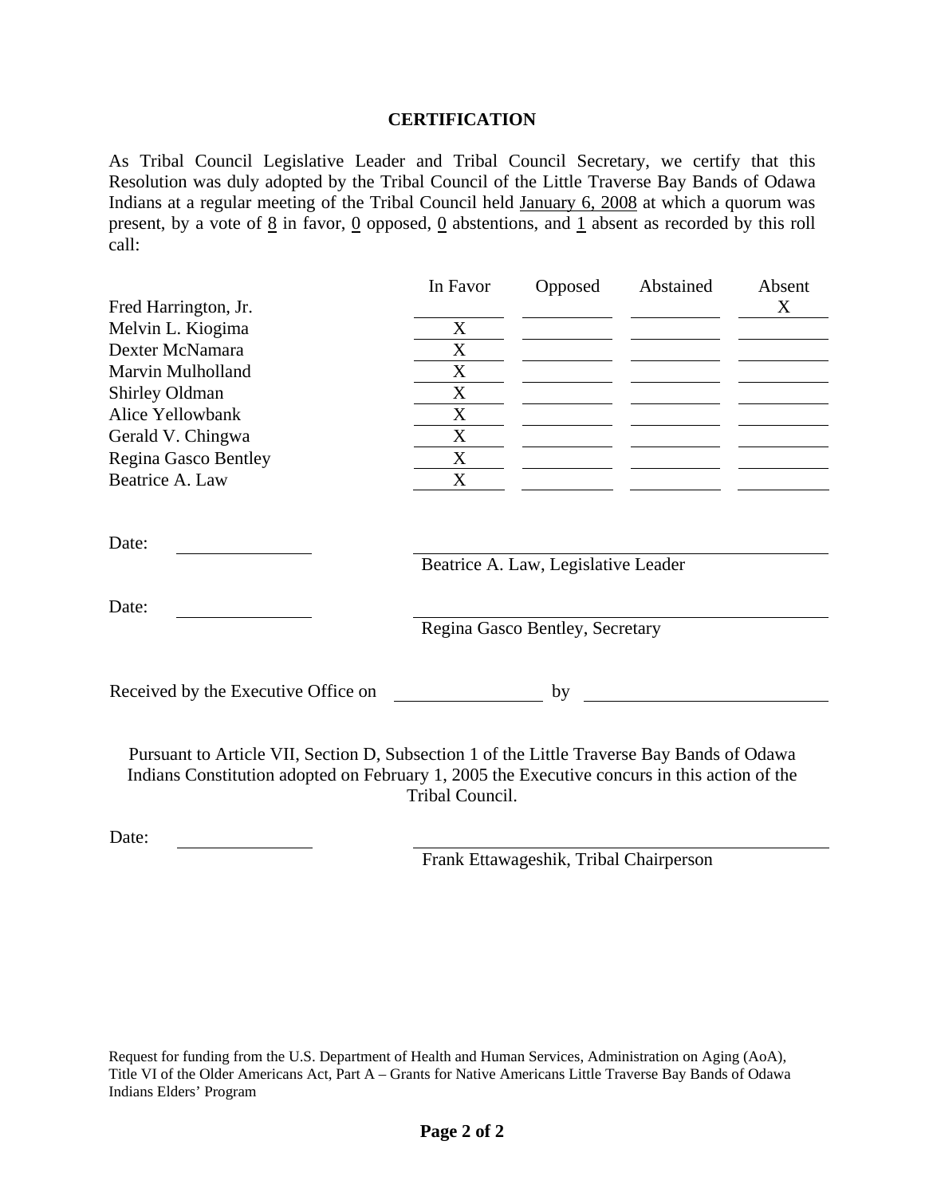# CERTIFICATION

As Tribal Council Legislative Leader and Tribal Council Secretary, we certify that this Resolution was duly adopted by the Tribal Council of the Little Traverse Bay Bands of Odawa Indians at a regular meeting of the Tribal Council held January 6, 2008 at which a quorum was present, by a vote of 8 in favor, 0 opposed, 0 abstentions, and 1 absent as recorded by this roll call:

| | In Favor | Opposed | Abstained | Absent |
|---|---|---|---|---|
| Fred Harrington, Jr. | | | | X |
| Melvin L. Kiogima | X | | | |
| Dexter McNamara | X | | | |
| Marvin Mulholland | X | | | |
| Shirley Oldman | X | | | |
| Alice Yellowbank | X | | | |
| Gerald V. Chingwa | X | | | |
| Regina Gasco Bentley | X | | | |
| Beatrice A. Law | X | | | |

Date: ______________ ____________________________________
Beatrice A. Law, Legislative Leader

Date: ______________ ____________________________________
Regina Gasco Bentley, Secretary

Received by the Executive Office on ______________ by ______________________

Pursuant to Article VII, Section D, Subsection 1 of the Little Traverse Bay Bands of Odawa Indians Constitution adopted on February 1, 2005 the Executive concurs in this action of the Tribal Council.

Date: ______________ ____________________________________
Frank Ettawageshik, Tribal Chairperson

Request for funding from the U.S. Department of Health and Human Services, Administration on Aging (AoA), Title VI of the Older Americans Act, Part A – Grants for Native Americans Little Traverse Bay Bands of Odawa Indians Elders' Program